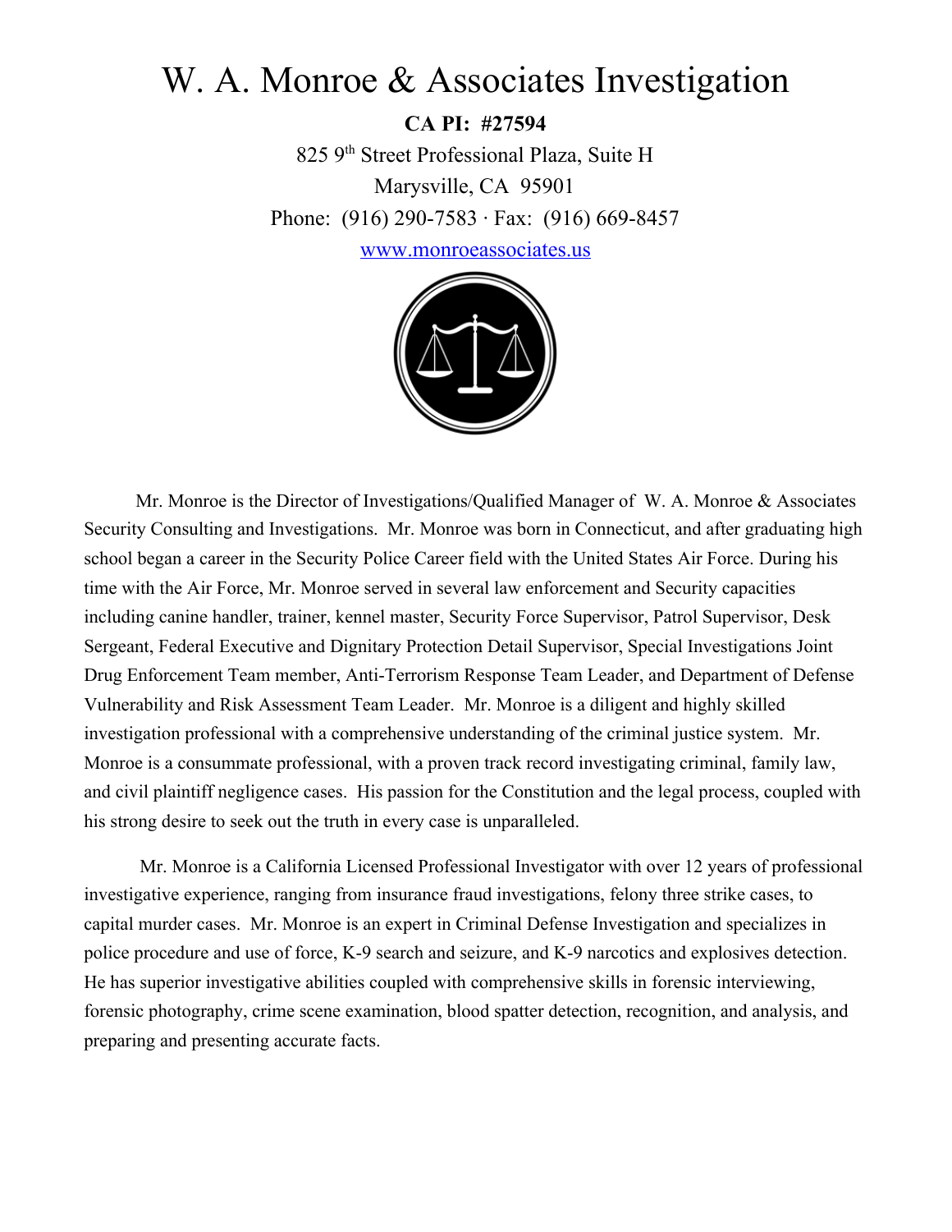# W. A. Monroe & Associates Investigation

**CA PI: #27594**

825 9th Street Professional Plaza, Suite H
Marysville, CA 95901
Phone: (916) 290-7583 · Fax: (916) 669-8457
www.monroeassociates.us

Mr. Monroe is the Director of Investigations/Qualified Manager of W. A. Monroe & Associates Security Consulting and Investigations. Mr. Monroe was born in Connecticut, and after graduating high school began a career in the Security Police Career field with the United States Air Force. During his time with the Air Force, Mr. Monroe served in several law enforcement and Security capacities including canine handler, trainer, kennel master, Security Force Supervisor, Patrol Supervisor, Desk Sergeant, Federal Executive and Dignitary Protection Detail Supervisor, Special Investigations Joint Drug Enforcement Team member, Anti-Terrorism Response Team Leader, and Department of Defense Vulnerability and Risk Assessment Team Leader. Mr. Monroe is a diligent and highly skilled investigation professional with a comprehensive understanding of the criminal justice system. Mr. Monroe is a consummate professional, with a proven track record investigating criminal, family law, and civil plaintiff negligence cases. His passion for the Constitution and the legal process, coupled with his strong desire to seek out the truth in every case is unparalleled.

Mr. Monroe is a California Licensed Professional Investigator with over 12 years of professional investigative experience, ranging from insurance fraud investigations, felony three strike cases, to capital murder cases. Mr. Monroe is an expert in Criminal Defense Investigation and specializes in police procedure and use of force, K-9 search and seizure, and K-9 narcotics and explosives detection. He has superior investigative abilities coupled with comprehensive skills in forensic interviewing, forensic photography, crime scene examination, blood spatter detection, recognition, and analysis, and preparing and presenting accurate facts.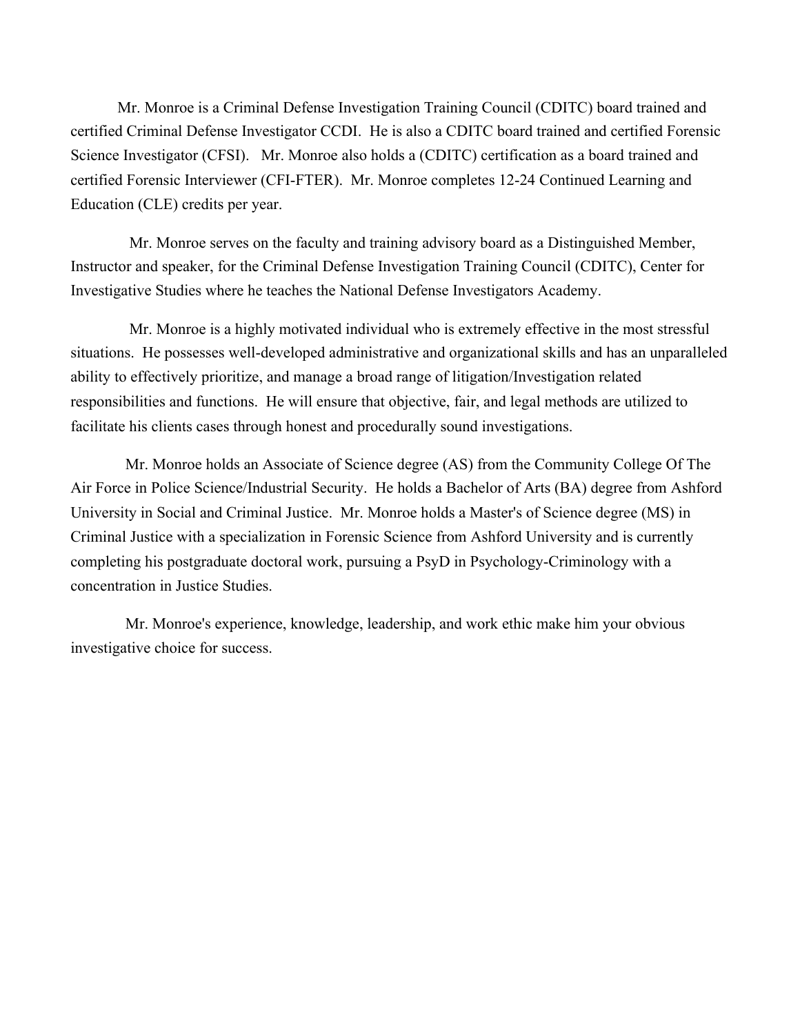Mr. Monroe is a Criminal Defense Investigation Training Council (CDITC) board trained and certified Criminal Defense Investigator CCDI.  He is also a CDITC board trained and certified Forensic Science Investigator (CFSI).   Mr. Monroe also holds a (CDITC) certification as a board trained and certified Forensic Interviewer (CFI-FTER).  Mr. Monroe completes 12-24 Continued Learning and Education (CLE) credits per year.

Mr. Monroe serves on the faculty and training advisory board as a Distinguished Member, Instructor and speaker, for the Criminal Defense Investigation Training Council (CDITC), Center for Investigative Studies where he teaches the National Defense Investigators Academy.

Mr. Monroe is a highly motivated individual who is extremely effective in the most stressful situations.  He possesses well-developed administrative and organizational skills and has an unparalleled ability to effectively prioritize, and manage a broad range of litigation/Investigation related responsibilities and functions.  He will ensure that objective, fair, and legal methods are utilized to facilitate his clients cases through honest and procedurally sound investigations.

Mr. Monroe holds an Associate of Science degree (AS) from the Community College Of The Air Force in Police Science/Industrial Security.  He holds a Bachelor of Arts (BA) degree from Ashford University in Social and Criminal Justice.  Mr. Monroe holds a Master's of Science degree (MS) in Criminal Justice with a specialization in Forensic Science from Ashford University and is currently completing his postgraduate doctoral work, pursuing a PsyD in Psychology-Criminology with a concentration in Justice Studies.

Mr. Monroe's experience, knowledge, leadership, and work ethic make him your obvious investigative choice for success.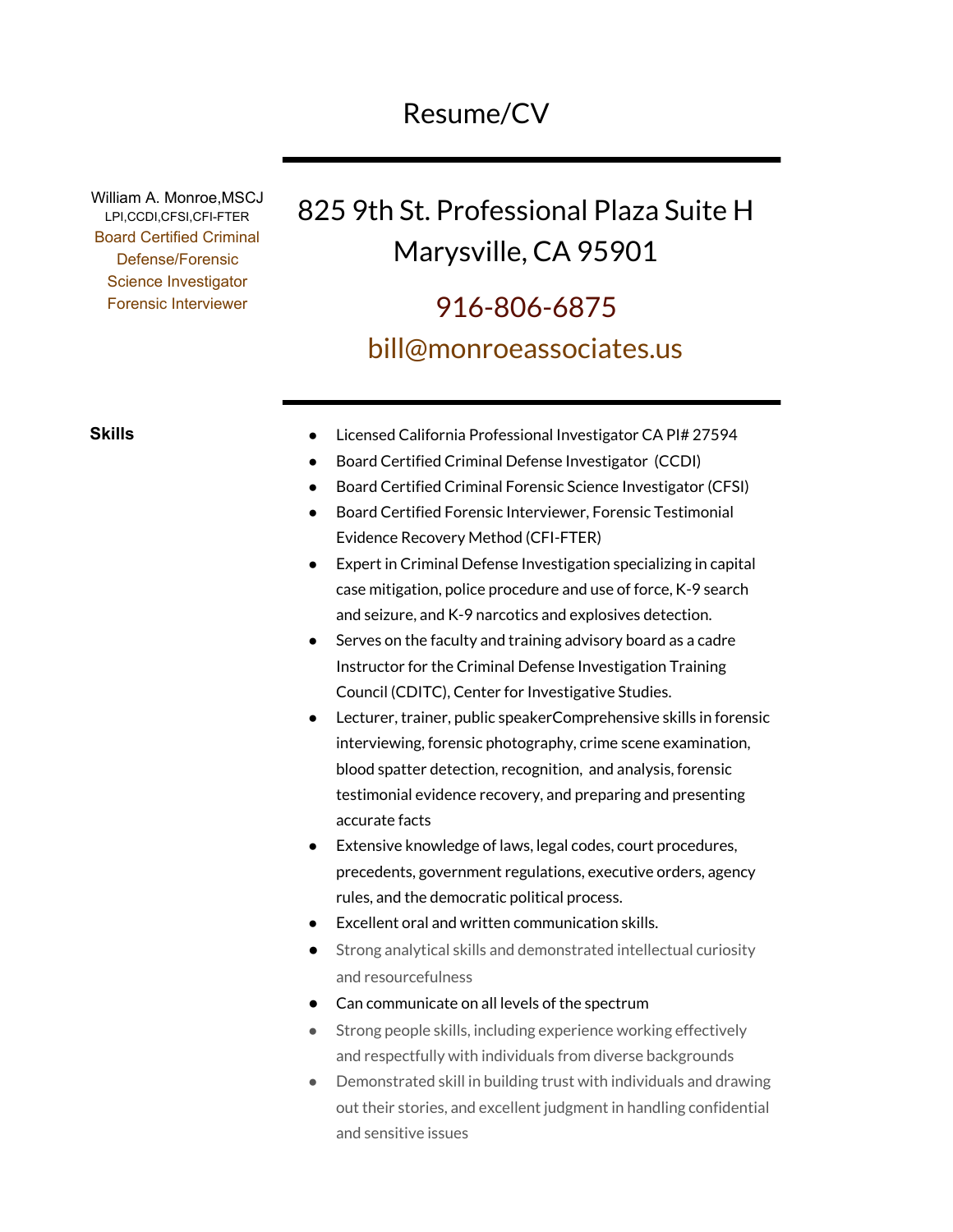# Resume/CV

William A. Monroe,MSCJ
LPI,CCDI,CFSI,CFI-FTER
Board Certified Criminal Defense/Forensic Science Investigator
Forensic Interviewer

825 9th St. Professional Plaza Suite H
Marysville, CA 95901

916-806-6875
bill@monroeassociates.us

## Skills

- Licensed California Professional Investigator CA PI# 27594
- Board Certified Criminal Defense Investigator (CCDI)
- Board Certified Criminal Forensic Science Investigator (CFSI)
- Board Certified Forensic Interviewer, Forensic Testimonial Evidence Recovery Method (CFI-FTER)
- Expert in Criminal Defense Investigation specializing in capital case mitigation, police procedure and use of force, K-9 search and seizure, and K-9 narcotics and explosives detection.
- Serves on the faculty and training advisory board as a cadre Instructor for the Criminal Defense Investigation Training Council (CDITC), Center for Investigative Studies.
- Lecturer, trainer, public speakerComprehensive skills in forensic interviewing, forensic photography, crime scene examination, blood spatter detection, recognition, and analysis, forensic testimonial evidence recovery, and preparing and presenting accurate facts
- Extensive knowledge of laws, legal codes, court procedures, precedents, government regulations, executive orders, agency rules, and the democratic political process.
- Excellent oral and written communication skills.
- Strong analytical skills and demonstrated intellectual curiosity and resourcefulness
- Can communicate on all levels of the spectrum
- Strong people skills, including experience working effectively and respectfully with individuals from diverse backgrounds
- Demonstrated skill in building trust with individuals and drawing out their stories, and excellent judgment in handling confidential and sensitive issues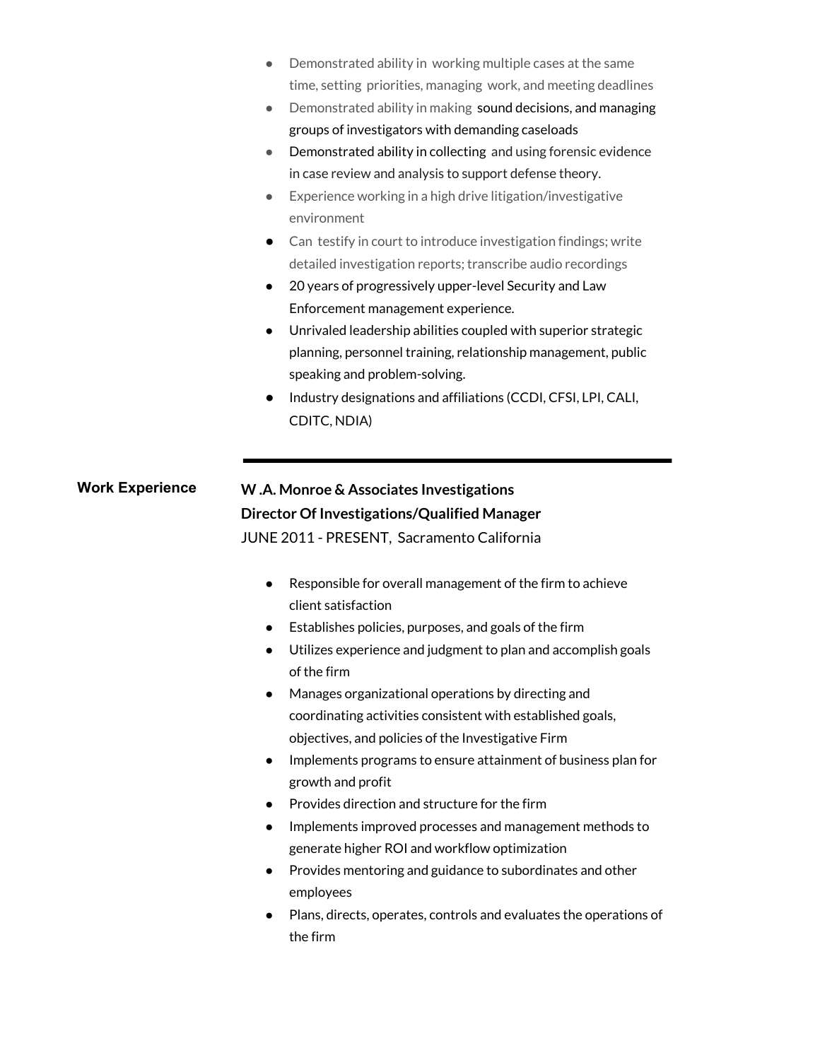- Demonstrated ability in working multiple cases at the same time, setting priorities, managing work, and meeting deadlines
- Demonstrated ability in making sound decisions, and managing groups of investigators with demanding caseloads
- Demonstrated ability in collecting and using forensic evidence in case review and analysis to support defense theory.
- Experience working in a high drive litigation/investigative environment
- Can testify in court to introduce investigation findings; write detailed investigation reports; transcribe audio recordings
- 20 years of progressively upper-level Security and Law Enforcement management experience.
- Unrivaled leadership abilities coupled with superior strategic planning, personnel training, relationship management, public speaking and problem-solving.
- Industry designations and affiliations (CCDI, CFSI, LPI, CALI, CDITC, NDIA)

---

## Work Experience

**W .A. Monroe & Associates Investigations**
**Director Of Investigations/Qualified Manager**
JUNE 2011 - PRESENT, Sacramento California

- Responsible for overall management of the firm to achieve client satisfaction
- Establishes policies, purposes, and goals of the firm
- Utilizes experience and judgment to plan and accomplish goals of the firm
- Manages organizational operations by directing and coordinating activities consistent with established goals, objectives, and policies of the Investigative Firm
- Implements programs to ensure attainment of business plan for growth and profit
- Provides direction and structure for the firm
- Implements improved processes and management methods to generate higher ROI and workflow optimization
- Provides mentoring and guidance to subordinates and other employees
- Plans, directs, operates, controls and evaluates the operations of the firm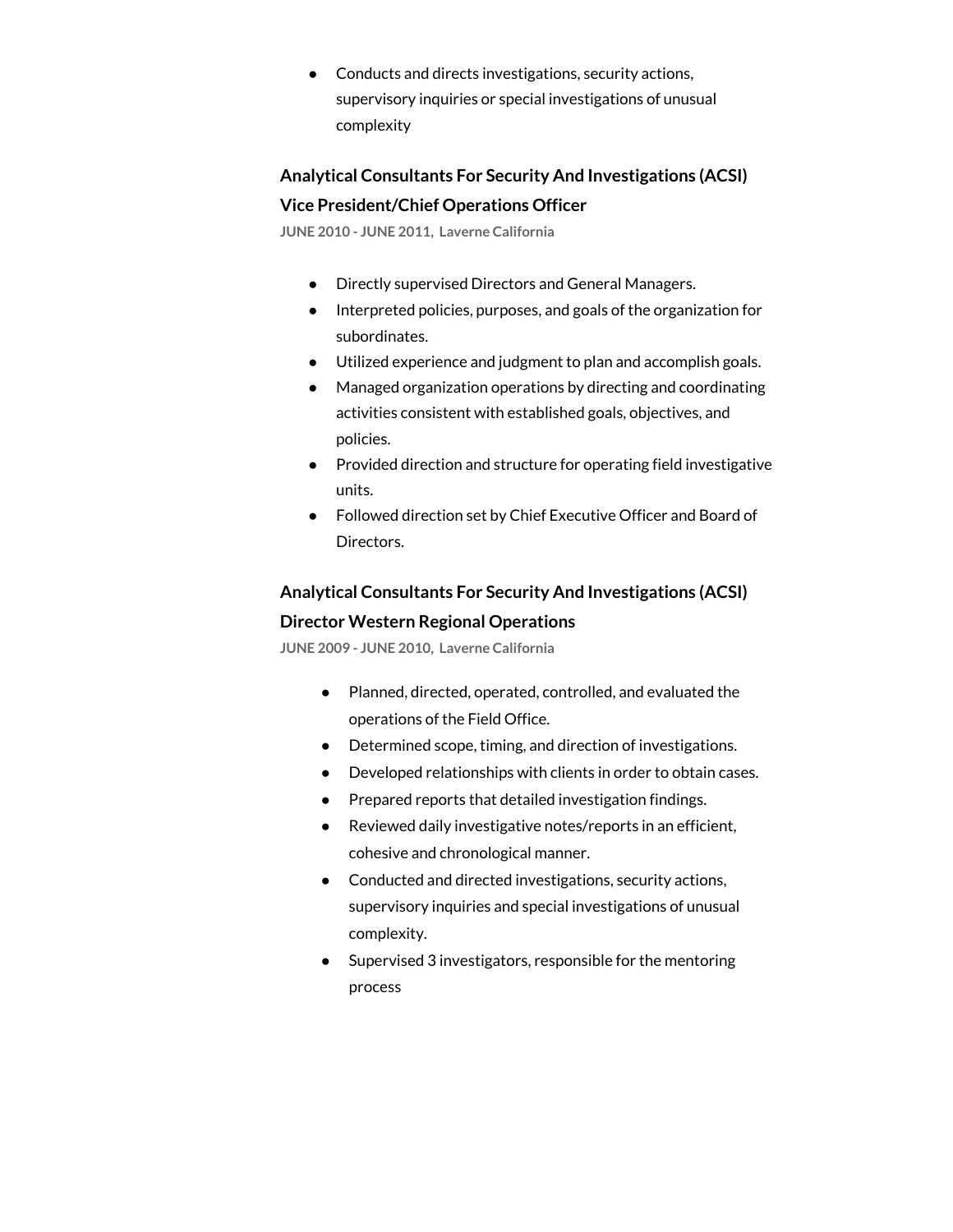- Conducts and directs investigations, security actions, supervisory inquiries or special investigations of unusual complexity

### Analytical Consultants For Security And Investigations (ACSI)

### Vice President/Chief Operations Officer

**JUNE 2010 - JUNE 2011, Laverne California**

- Directly supervised Directors and General Managers.
- Interpreted policies, purposes, and goals of the organization for subordinates.
- Utilized experience and judgment to plan and accomplish goals.
- Managed organization operations by directing and coordinating activities consistent with established goals, objectives, and policies.
- Provided direction and structure for operating field investigative units.
- Followed direction set by Chief Executive Officer and Board of Directors.

### Analytical Consultants For Security And Investigations (ACSI)

### Director Western Regional Operations

**JUNE 2009 - JUNE 2010, Laverne California**

- Planned, directed, operated, controlled, and evaluated the operations of the Field Office.
- Determined scope, timing, and direction of investigations.
- Developed relationships with clients in order to obtain cases.
- Prepared reports that detailed investigation findings.
- Reviewed daily investigative notes/reports in an efficient, cohesive and chronological manner.
- Conducted and directed investigations, security actions, supervisory inquiries and special investigations of unusual complexity.
- Supervised 3 investigators, responsible for the mentoring process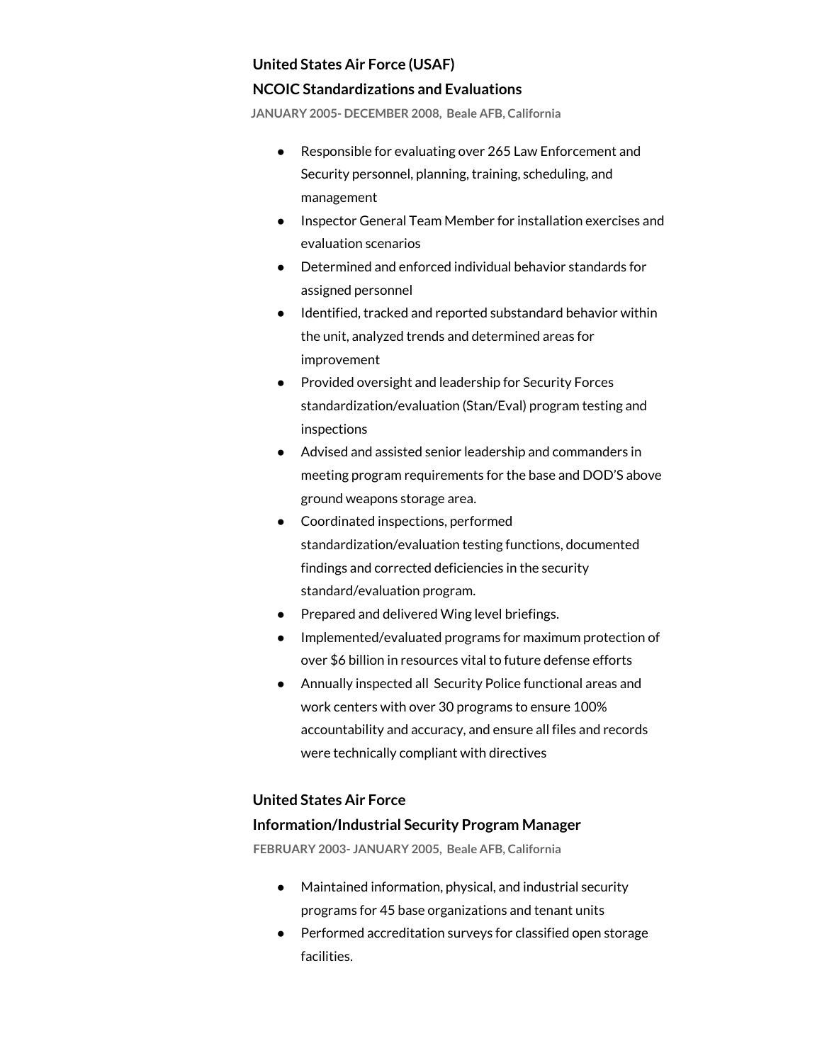### United States Air Force (USAF)

### NCOIC Standardizations and Evaluations

**JANUARY 2005- DECEMBER 2008, Beale AFB, California**

- Responsible for evaluating over 265 Law Enforcement and Security personnel, planning, training, scheduling, and management
- Inspector General Team Member for installation exercises and evaluation scenarios
- Determined and enforced individual behavior standards for assigned personnel
- Identified, tracked and reported substandard behavior within the unit, analyzed trends and determined areas for improvement
- Provided oversight and leadership for Security Forces standardization/evaluation (Stan/Eval) program testing and inspections
- Advised and assisted senior leadership and commanders in meeting program requirements for the base and DOD'S above ground weapons storage area.
- Coordinated inspections, performed standardization/evaluation testing functions, documented findings and corrected deficiencies in the security standard/evaluation program.
- Prepared and delivered Wing level briefings.
- Implemented/evaluated programs for maximum protection of over $6 billion in resources vital to future defense efforts
- Annually inspected all Security Police functional areas and work centers with over 30 programs to ensure 100% accountability and accuracy, and ensure all files and records were technically compliant with directives

### United States Air Force

### Information/Industrial Security Program Manager

**FEBRUARY 2003- JANUARY 2005, Beale AFB, California**

- Maintained information, physical, and industrial security programs for 45 base organizations and tenant units
- Performed accreditation surveys for classified open storage facilities.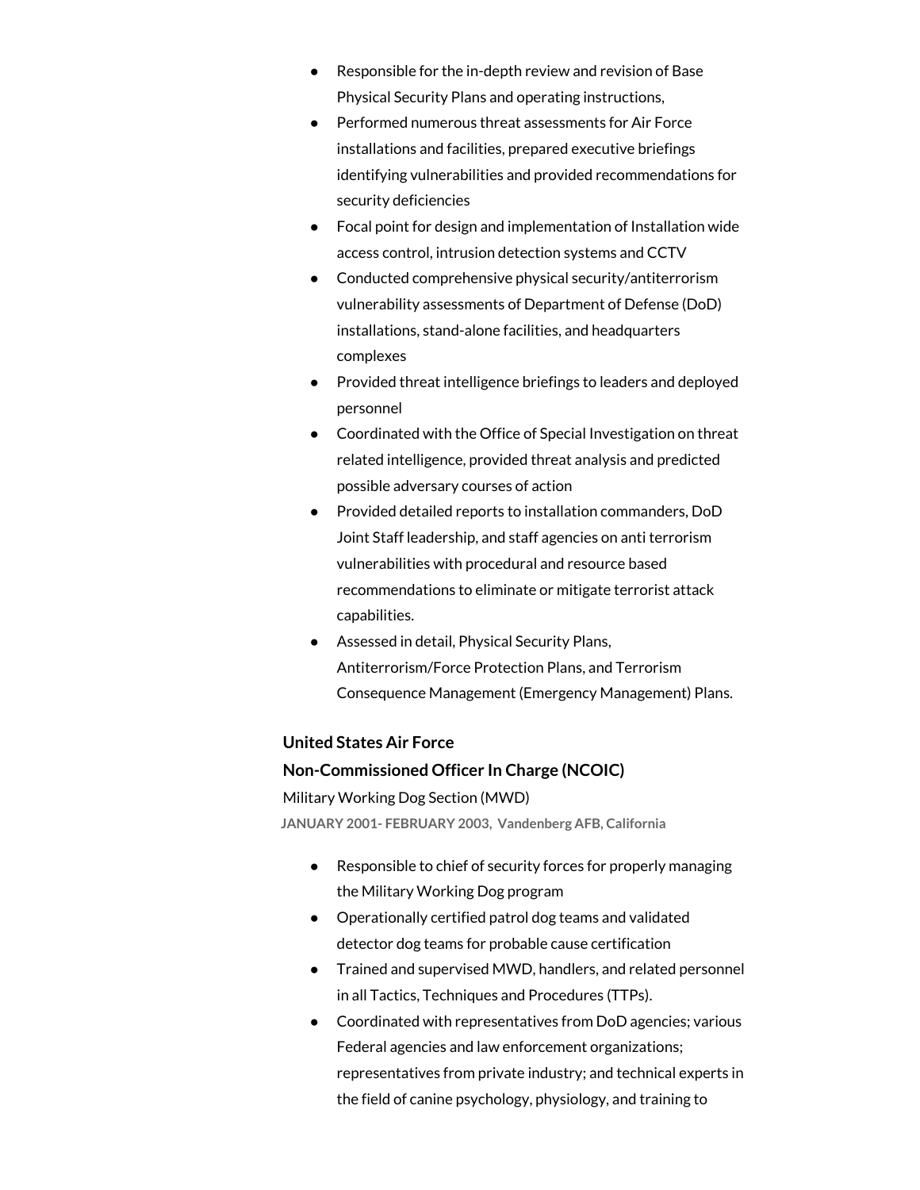- Responsible for the in-depth review and revision of Base Physical Security Plans and operating instructions,
- Performed numerous threat assessments for Air Force installations and facilities, prepared executive briefings identifying vulnerabilities and provided recommendations for security deficiencies
- Focal point for design and implementation of Installation wide access control, intrusion detection systems and CCTV
- Conducted comprehensive physical security/antiterrorism vulnerability assessments of Department of Defense (DoD) installations, stand-alone facilities, and headquarters complexes
- Provided threat intelligence briefings to leaders and deployed personnel
- Coordinated with the Office of Special Investigation on threat related intelligence, provided threat analysis and predicted possible adversary courses of action
- Provided detailed reports to installation commanders, DoD Joint Staff leadership, and staff agencies on anti terrorism vulnerabilities with procedural and resource based recommendations to eliminate or mitigate terrorist attack capabilities.
- Assessed in detail, Physical Security Plans, Antiterrorism/Force Protection Plans, and Terrorism Consequence Management (Emergency Management) Plans.

**United States Air Force**

**Non-Commissioned Officer In Charge (NCOIC)**

Military Working Dog Section (MWD)

**JANUARY 2001- FEBRUARY 2003, Vandenberg AFB, California**

- Responsible to chief of security forces for properly managing the Military Working Dog program
- Operationally certified patrol dog teams and validated detector dog teams for probable cause certification
- Trained and supervised MWD, handlers, and related personnel in all Tactics, Techniques and Procedures (TTPs).
- Coordinated with representatives from DoD agencies; various Federal agencies and law enforcement organizations; representatives from private industry; and technical experts in the field of canine psychology, physiology, and training to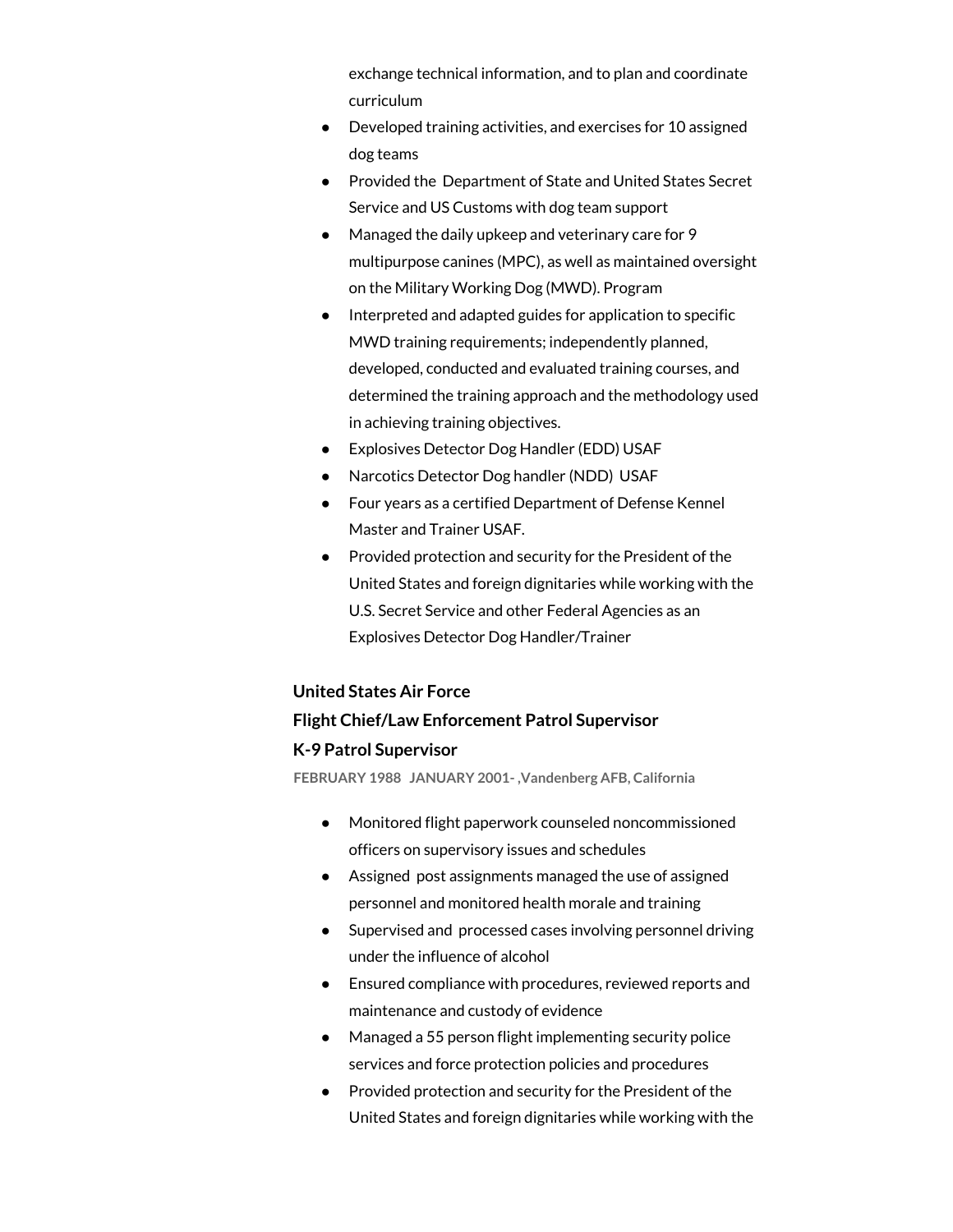exchange technical information, and to plan and coordinate curriculum

- Developed training activities, and exercises for 10 assigned dog teams
- Provided the  Department of State and United States Secret Service and US Customs with dog team support
- Managed the daily upkeep and veterinary care for 9 multipurpose canines (MPC), as well as maintained oversight on the Military Working Dog (MWD). Program
- Interpreted and adapted guides for application to specific MWD training requirements; independently planned, developed, conducted and evaluated training courses, and determined the training approach and the methodology used in achieving training objectives.
- Explosives Detector Dog Handler (EDD) USAF
- Narcotics Detector Dog handler (NDD)  USAF
- Four years as a certified Department of Defense Kennel Master and Trainer USAF.
- Provided protection and security for the President of the United States and foreign dignitaries while working with the U.S. Secret Service and other Federal Agencies as an Explosives Detector Dog Handler/Trainer

**United States Air Force**
**Flight Chief/Law Enforcement Patrol Supervisor**
**K-9 Patrol Supervisor**

FEBRUARY 1988  JANUARY 2001- ,Vandenberg AFB, California

- Monitored flight paperwork counseled noncommissioned officers on supervisory issues and schedules
- Assigned  post assignments managed the use of assigned personnel and monitored health morale and training
- Supervised and  processed cases involving personnel driving under the influence of alcohol
- Ensured compliance with procedures, reviewed reports and maintenance and custody of evidence
- Managed a 55 person flight implementing security police services and force protection policies and procedures
- Provided protection and security for the President of the United States and foreign dignitaries while working with the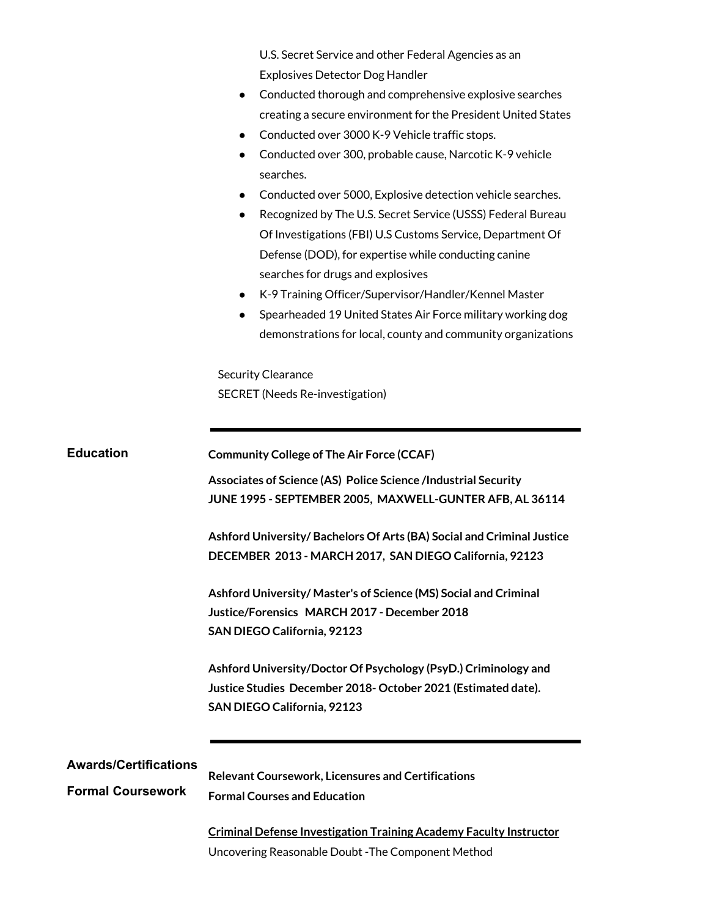U.S. Secret Service and other Federal Agencies as an Explosives Detector Dog Handler

- Conducted thorough and comprehensive explosive searches creating a secure environment for the President United States
- Conducted over 3000 K-9 Vehicle traffic stops.
- Conducted over 300, probable cause, Narcotic K-9 vehicle searches.
- Conducted over 5000, Explosive detection vehicle searches.
- Recognized by The U.S. Secret Service (USSS) Federal Bureau Of Investigations (FBI) U.S Customs Service, Department Of Defense (DOD), for expertise while conducting canine searches for drugs and explosives
- K-9 Training Officer/Supervisor/Handler/Kennel Master
- Spearheaded 19 United States Air Force military working dog demonstrations for local, county and community organizations

Security Clearance
SECRET (Needs Re-investigation)

---

## Education

**Community College of The Air Force (CCAF)**

**Associates of Science (AS) Police Science /Industrial Security**
**JUNE 1995 - SEPTEMBER 2005, MAXWELL-GUNTER AFB, AL 36114**

**Ashford University/ Bachelors Of Arts (BA) Social and Criminal Justice**
**DECEMBER 2013 - MARCH 2017, SAN DIEGO California, 92123**

**Ashford University/ Master's of Science (MS) Social and Criminal Justice/Forensics MARCH 2017 - December 2018**
**SAN DIEGO California, 92123**

**Ashford University/Doctor Of Psychology (PsyD.) Criminology and Justice Studies December 2018- October 2021 (Estimated date).**
**SAN DIEGO California, 92123**

---

## Awards/Certifications

## Formal Coursework

**Relevant Coursework, Licensures and Certifications**
**Formal Courses and Education**

**<u>Criminal Defense Investigation Training Academy Faculty Instructor</u>**
Uncovering Reasonable Doubt -The Component Method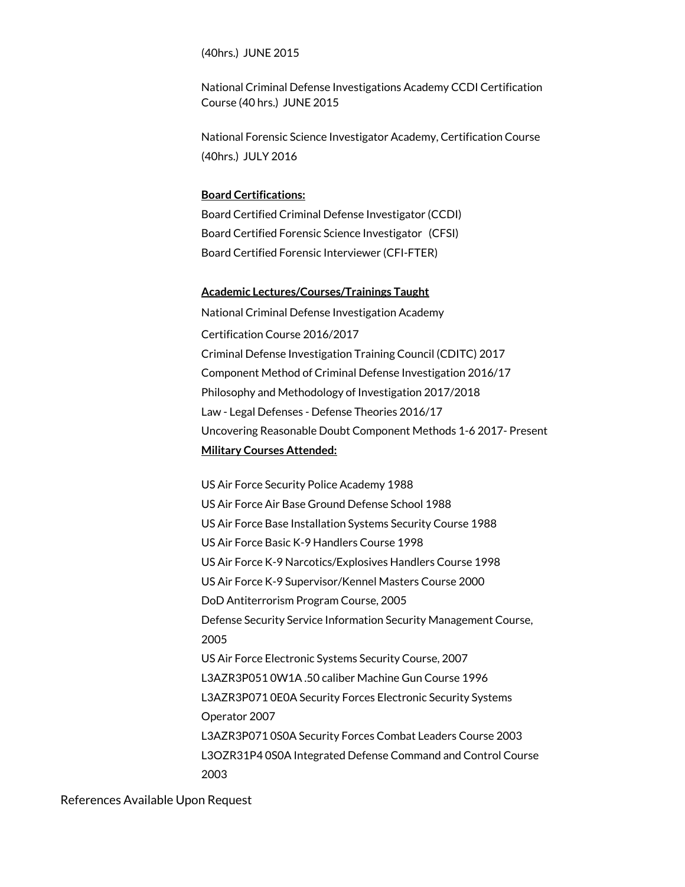(40hrs.) JUNE 2015

National Criminal Defense Investigations Academy CCDI Certification Course (40 hrs.) JUNE 2015

National Forensic Science Investigator Academy, Certification Course (40hrs.) JULY 2016

**Board Certifications:**

Board Certified Criminal Defense Investigator (CCDI)
Board Certified Forensic Science Investigator (CFSI)
Board Certified Forensic Interviewer (CFI-FTER)

**Academic Lectures/Courses/Trainings Taught**

National Criminal Defense Investigation Academy
Certification Course 2016/2017
Criminal Defense Investigation Training Council (CDITC) 2017
Component Method of Criminal Defense Investigation 2016/17
Philosophy and Methodology of Investigation 2017/2018
Law - Legal Defenses - Defense Theories 2016/17
Uncovering Reasonable Doubt Component Methods 1-6 2017- Present

**Military Courses Attended:**

US Air Force Security Police Academy 1988
US Air Force Air Base Ground Defense School 1988
US Air Force Base Installation Systems Security Course 1988
US Air Force Basic K-9 Handlers Course 1998
US Air Force K-9 Narcotics/Explosives Handlers Course 1998
US Air Force K-9 Supervisor/Kennel Masters Course 2000
DoD Antiterrorism Program Course, 2005
Defense Security Service Information Security Management Course, 2005
US Air Force Electronic Systems Security Course, 2007
L3AZR3P051 0W1A .50 caliber Machine Gun Course 1996
L3AZR3P071 0E0A Security Forces Electronic Security Systems Operator 2007
L3AZR3P071 0S0A Security Forces Combat Leaders Course 2003
L3OZR31P4 0S0A Integrated Defense Command and Control Course 2003

References Available Upon Request